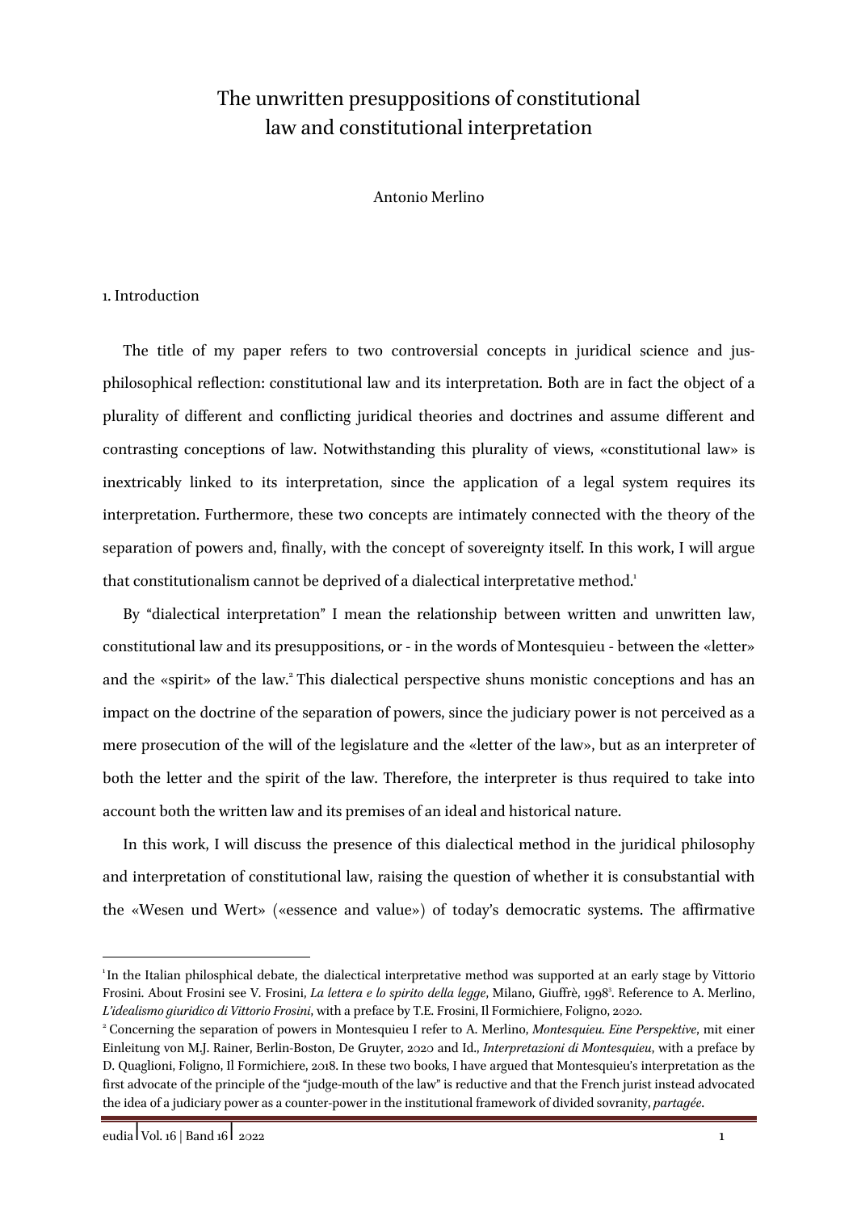# The unwritten presuppositions of constitutional law and constitutional interpretation

Antonio Merlino

## 1. Introduction

The title of my paper refers to two controversial concepts in juridical science and jus-philosophical reflection: constitutional law and its interpretation. Both are in fact the object of a plurality of different and conflicting juridical theories and doctrines and assume different and contrasting conceptions of law. Notwithstanding this plurality of views, «constitutional law» is inextricably linked to its interpretation, since the application of a legal system requires its interpretation. Furthermore, these two concepts are intimately connected with the theory of the separation of powers and, finally, with the concept of sovereignty itself. In this work, I will argue that constitutionalism cannot be deprived of a dialectical interpretative method.[1]

By "dialectical interpretation" I mean the relationship between written and unwritten law, constitutional law and its presuppositions, or - in the words of Montesquieu - between the «letter» and the «spirit» of the law.[2] This dialectical perspective shuns monistic conceptions and has an impact on the doctrine of the separation of powers, since the judiciary power is not perceived as a mere prosecution of the will of the legislature and the «letter of the law», but as an interpreter of both the letter and the spirit of the law. Therefore, the interpreter is thus required to take into account both the written law and its premises of an ideal and historical nature.

In this work, I will discuss the presence of this dialectical method in the juridical philosophy and interpretation of constitutional law, raising the question of whether it is consubstantial with the «Wesen und Wert» («essence and value») of today's democratic systems. The affirmative

---

[1] In the Italian philosphical debate, the dialectical interpretative method was supported at an early stage by Vittorio Frosini. About Frosini see V. Frosini, *La lettera e lo spirito della legge*, Milano, Giuffrè, 1998[3]. Reference to A. Merlino, *L'idealismo giuridico di Vittorio Frosini*, with a preface by T.E. Frosini, Il Formichiere, Foligno, 2020.

[2] Concerning the separation of powers in Montesquieu I refer to A. Merlino, *Montesquieu. Eine Perspektive*, mit einer Einleitung von M.J. Rainer, Berlin-Boston, De Gruyter, 2020 and Id., *Interpretazioni di Montesquieu*, with a preface by D. Quaglioni, Foligno, Il Formichiere, 2018. In these two books, I have argued that Montesquieu's interpretation as the first advocate of the principle of the "judge-mouth of the law" is reductive and that the French jurist instead advocated the idea of a judiciary power as a counter-power in the institutional framework of divided sovranity, *partagée*.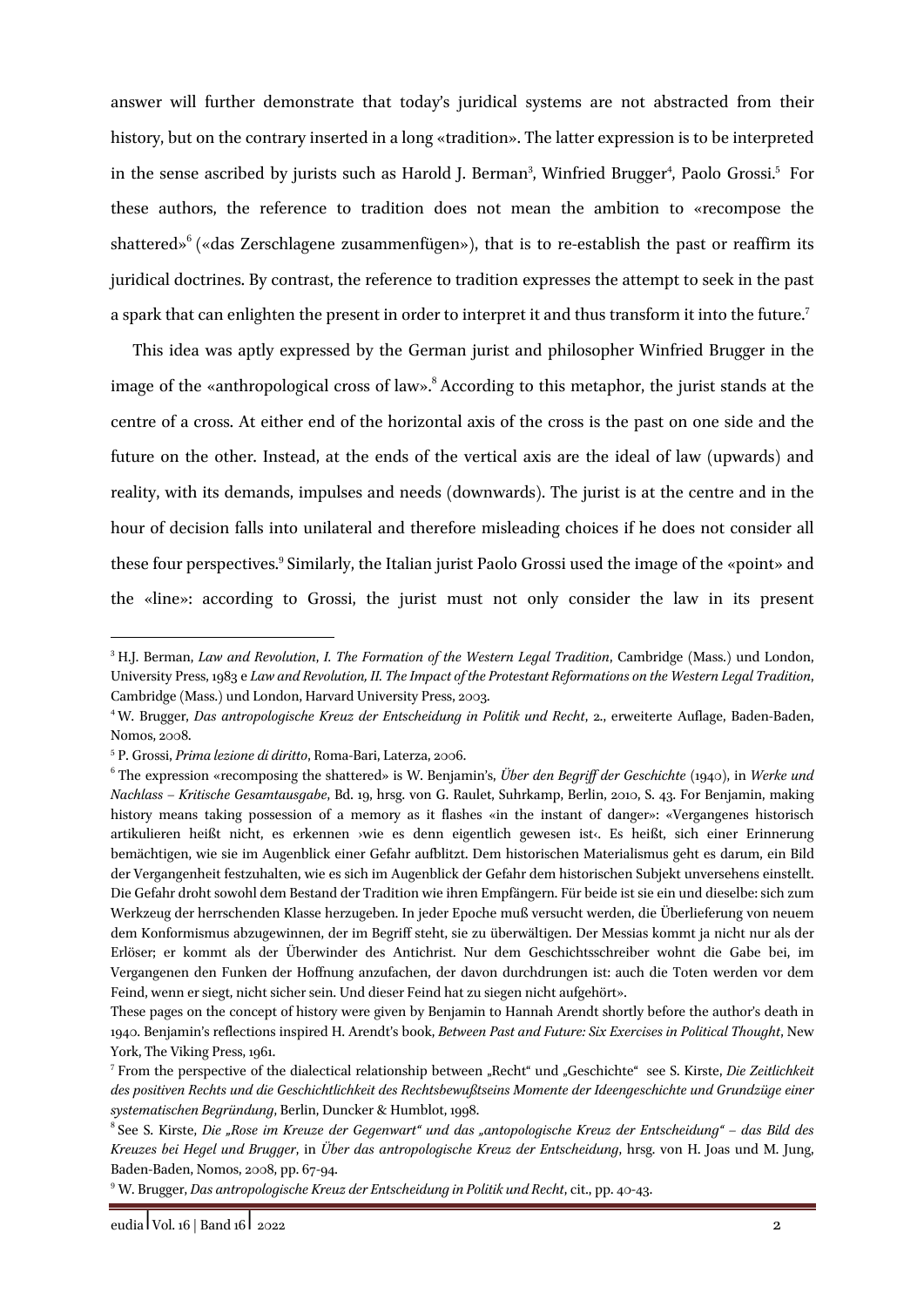answer will further demonstrate that today's juridical systems are not abstracted from their history, but on the contrary inserted in a long «tradition». The latter expression is to be interpreted in the sense ascribed by jurists such as Harold J. Berman[3], Winfried Brugger[4], Paolo Grossi.[5] For these authors, the reference to tradition does not mean the ambition to «recompose the shattered»[6] («das Zerschlagene zusammenfügen»), that is to re-establish the past or reaffirm its juridical doctrines. By contrast, the reference to tradition expresses the attempt to seek in the past a spark that can enlighten the present in order to interpret it and thus transform it into the future.[7]

This idea was aptly expressed by the German jurist and philosopher Winfried Brugger in the image of the «anthropological cross of law».[8] According to this metaphor, the jurist stands at the centre of a cross. At either end of the horizontal axis of the cross is the past on one side and the future on the other. Instead, at the ends of the vertical axis are the ideal of law (upwards) and reality, with its demands, impulses and needs (downwards). The jurist is at the centre and in the hour of decision falls into unilateral and therefore misleading choices if he does not consider all these four perspectives.[9] Similarly, the Italian jurist Paolo Grossi used the image of the «point» and the «line»: according to Grossi, the jurist must not only consider the law in its present

---

[3] H.J. Berman, *Law and Revolution, I. The Formation of the Western Legal Tradition*, Cambridge (Mass.) und London, University Press, 1983 e *Law and Revolution, II. The Impact of the Protestant Reformations on the Western Legal Tradition*, Cambridge (Mass.) und London, Harvard University Press, 2003.

[4] W. Brugger, *Das antropologische Kreuz der Entscheidung in Politik und Recht*, 2., erweiterte Auflage, Baden-Baden, Nomos, 2008.

[5] P. Grossi, *Prima lezione di diritto*, Roma-Bari, Laterza, 2006.

[6] The expression «recomposing the shattered» is W. Benjamin's, *Über den Begriff der Geschichte* (1940), in *Werke und Nachlass – Kritische Gesamtausgabe*, Bd. 19, hrsg. von G. Raulet, Suhrkamp, Berlin, 2010, S. 43. For Benjamin, making history means taking possession of a memory as it flashes «in the instant of danger»: «Vergangenes historisch artikulieren heißt nicht, es erkennen ›wie es denn eigentlich gewesen ist‹. Es heißt, sich einer Erinnerung bemächtigen, wie sie im Augenblick einer Gefahr aufblitzt. Dem historischen Materialismus geht es darum, ein Bild der Vergangenheit festzuhalten, wie es sich im Augenblick der Gefahr dem historischen Subjekt unversehens einstellt. Die Gefahr droht sowohl dem Bestand der Tradition wie ihren Empfängern. Für beide ist sie ein und dieselbe: sich zum Werkzeug der herrschenden Klasse herzugeben. In jeder Epoche muß versucht werden, die Überlieferung von neuem dem Konformismus abzugewinnen, der im Begriff steht, sie zu überwältigen. Der Messias kommt ja nicht nur als der Erlöser; er kommt als der Überwinder des Antichrist. Nur dem Geschichtsschreiber wohnt die Gabe bei, im Vergangenen den Funken der Hoffnung anzufachen, der davon durchdrungen ist: auch die Toten werden vor dem Feind, wenn er siegt, nicht sicher sein. Und dieser Feind hat zu siegen nicht aufgehört».

These pages on the concept of history were given by Benjamin to Hannah Arendt shortly before the author's death in 1940. Benjamin's reflections inspired H. Arendt's book, *Between Past and Future: Six Exercises in Political Thought*, New York, The Viking Press, 1961.

[7] From the perspective of the dialectical relationship between „Recht" und „Geschichte" see S. Kirste, *Die Zeitlichkeit des positiven Rechts und die Geschichtlichkeit des Rechtsbewußtseins Momente der Ideengeschichte und Grundzüge einer systematischen Begründung*, Berlin, Duncker & Humblot, 1998.

[8] See S. Kirste, *Die „Rose im Kreuze der Gegenwart" und das „antopologische Kreuz der Entscheidung" – das Bild des Kreuzes bei Hegel und Brugger*, in *Über das antropologische Kreuz der Entscheidung*, hrsg. von H. Joas und M. Jung, Baden-Baden, Nomos, 2008, pp. 67-94.

[9] W. Brugger, *Das antropologische Kreuz der Entscheidung in Politik und Recht*, cit., pp. 40-43.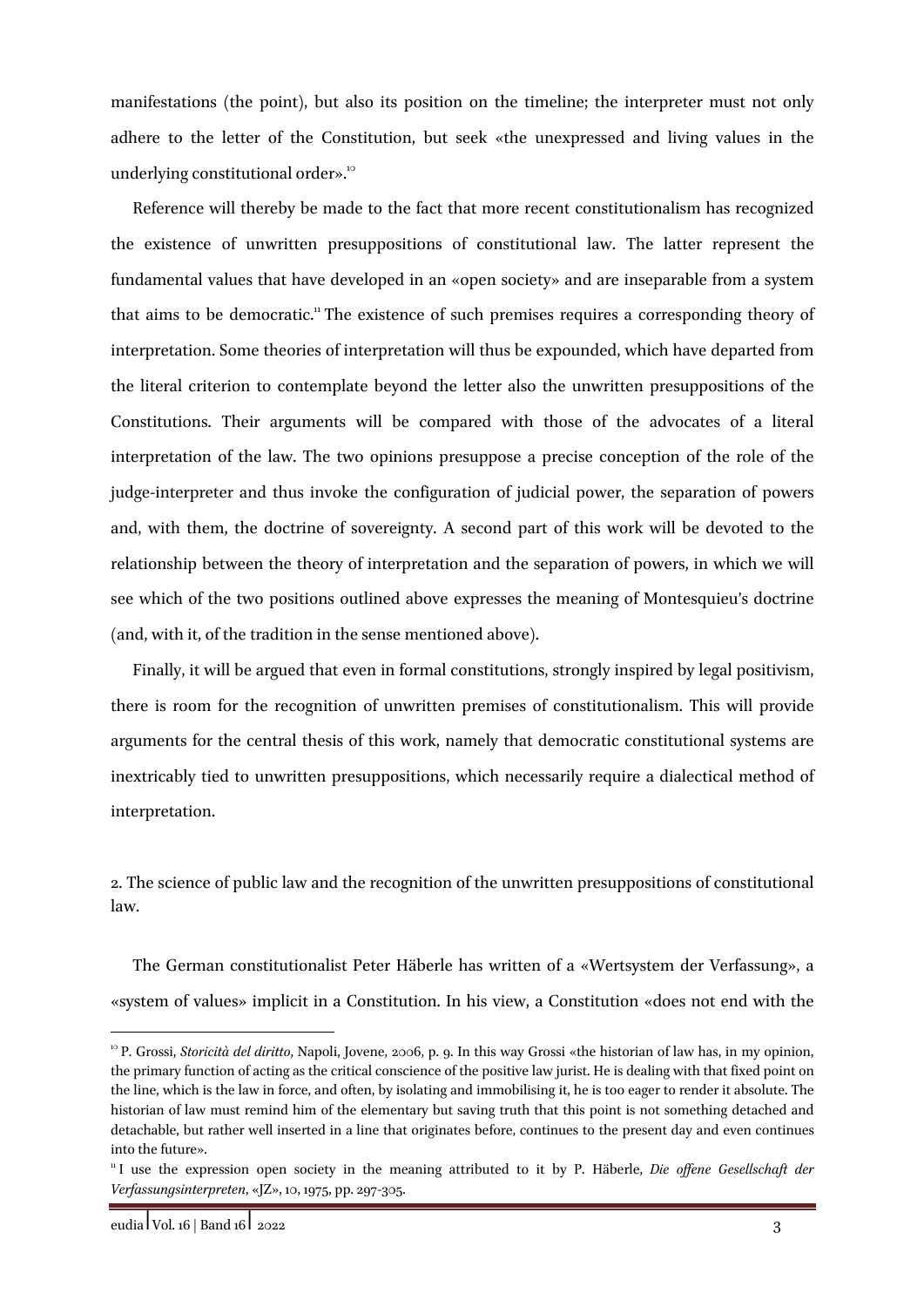manifestations (the point), but also its position on the timeline; the interpreter must not only adhere to the letter of the Constitution, but seek «the unexpressed and living values in the underlying constitutional order».[10]

Reference will thereby be made to the fact that more recent constitutionalism has recognized the existence of unwritten presuppositions of constitutional law. The latter represent the fundamental values that have developed in an «open society» and are inseparable from a system that aims to be democratic.[11] The existence of such premises requires a corresponding theory of interpretation. Some theories of interpretation will thus be expounded, which have departed from the literal criterion to contemplate beyond the letter also the unwritten presuppositions of the Constitutions. Their arguments will be compared with those of the advocates of a literal interpretation of the law. The two opinions presuppose a precise conception of the role of the judge-interpreter and thus invoke the configuration of judicial power, the separation of powers and, with them, the doctrine of sovereignty. A second part of this work will be devoted to the relationship between the theory of interpretation and the separation of powers, in which we will see which of the two positions outlined above expresses the meaning of Montesquieu's doctrine (and, with it, of the tradition in the sense mentioned above).

Finally, it will be argued that even in formal constitutions, strongly inspired by legal positivism, there is room for the recognition of unwritten premises of constitutionalism. This will provide arguments for the central thesis of this work, namely that democratic constitutional systems are inextricably tied to unwritten presuppositions, which necessarily require a dialectical method of interpretation.

## 2. The science of public law and the recognition of the unwritten presuppositions of constitutional law.

The German constitutionalist Peter Häberle has written of a «Wertsystem der Verfassung», a «system of values» implicit in a Constitution. In his view, a Constitution «does not end with the

---

[10] P. Grossi, *Storicità del diritto*, Napoli, Jovene, 2006, p. 9. In this way Grossi «the historian of law has, in my opinion, the primary function of acting as the critical conscience of the positive law jurist. He is dealing with that fixed point on the line, which is the law in force, and often, by isolating and immobilising it, he is too eager to render it absolute. The historian of law must remind him of the elementary but saving truth that this point is not something detached and detachable, but rather well inserted in a line that originates before, continues to the present day and even continues into the future».

[11] I use the expression open society in the meaning attributed to it by P. Häberle, *Die offene Gesellschaft der Verfassungsinterpreten*, «JZ», 10, 1975, pp. 297-305.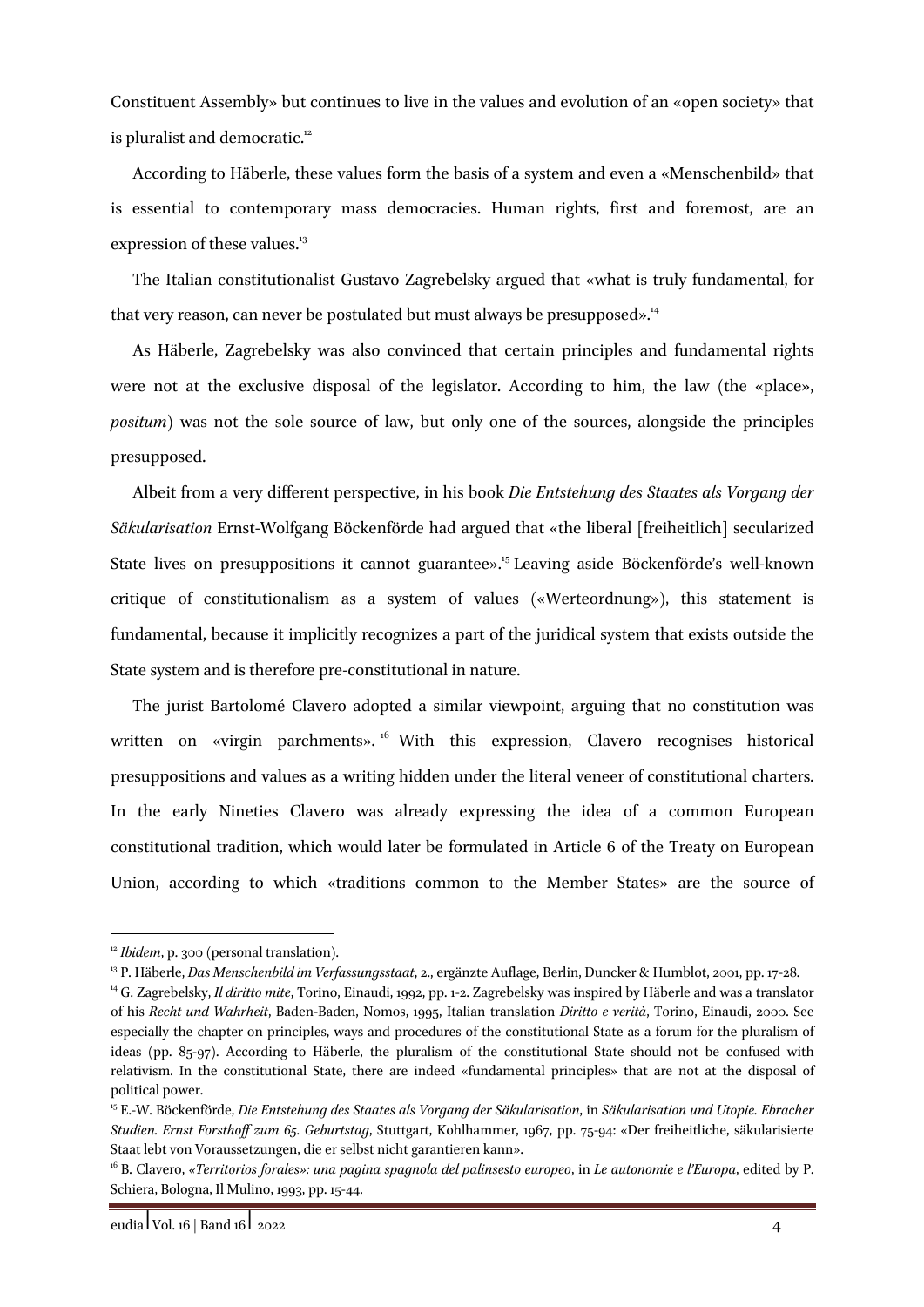Constituent Assembly» but continues to live in the values and evolution of an «open society» that is pluralist and democratic.[12]

According to Häberle, these values form the basis of a system and even a «Menschenbild» that is essential to contemporary mass democracies. Human rights, first and foremost, are an expression of these values.[13]

The Italian constitutionalist Gustavo Zagrebelsky argued that «what is truly fundamental, for that very reason, can never be postulated but must always be presupposed».[14]

As Häberle, Zagrebelsky was also convinced that certain principles and fundamental rights were not at the exclusive disposal of the legislator. According to him, the law (the «place», *positum*) was not the sole source of law, but only one of the sources, alongside the principles presupposed.

Albeit from a very different perspective, in his book *Die Entstehung des Staates als Vorgang der Säkularisation* Ernst-Wolfgang Böckenförde had argued that «the liberal [freiheitlich] secularized State lives on presuppositions it cannot guarantee».[15] Leaving aside Böckenförde's well-known critique of constitutionalism as a system of values («Werteordnung»), this statement is fundamental, because it implicitly recognizes a part of the juridical system that exists outside the State system and is therefore pre-constitutional in nature.

The jurist Bartolomé Clavero adopted a similar viewpoint, arguing that no constitution was written on «virgin parchments».[16] With this expression, Clavero recognises historical presuppositions and values as a writing hidden under the literal veneer of constitutional charters. In the early Nineties Clavero was already expressing the idea of a common European constitutional tradition, which would later be formulated in Article 6 of the Treaty on European Union, according to which «traditions common to the Member States» are the source of

---

[12] *Ibidem*, p. 300 (personal translation).

[13] P. Häberle, *Das Menschenbild im Verfassungsstaat*, 2., ergänzte Auflage, Berlin, Duncker & Humblot, 2001, pp. 17-28.

[14] G. Zagrebelsky, *Il diritto mite*, Torino, Einaudi, 1992, pp. 1-2. Zagrebelsky was inspired by Häberle and was a translator of his *Recht und Wahrheit*, Baden-Baden, Nomos, 1995, Italian translation *Diritto e verità*, Torino, Einaudi, 2000. See especially the chapter on principles, ways and procedures of the constitutional State as a forum for the pluralism of ideas (pp. 85-97). According to Häberle, the pluralism of the constitutional State should not be confused with relativism. In the constitutional State, there are indeed «fundamental principles» that are not at the disposal of political power.

[15] E.-W. Böckenförde, *Die Entstehung des Staates als Vorgang der Säkularisation*, in *Säkularisation und Utopie. Ebracher Studien. Ernst Forsthoff zum 65. Geburtstag*, Stuttgart, Kohlhammer, 1967, pp. 75-94: «Der freiheitliche, säkularisierte Staat lebt von Voraussetzungen, die er selbst nicht garantieren kann».

[16] B. Clavero, *«Territorios forales»: una pagina spagnola del palinsesto europeo*, in *Le autonomie e l'Europa*, edited by P. Schiera, Bologna, Il Mulino, 1993, pp. 15-44.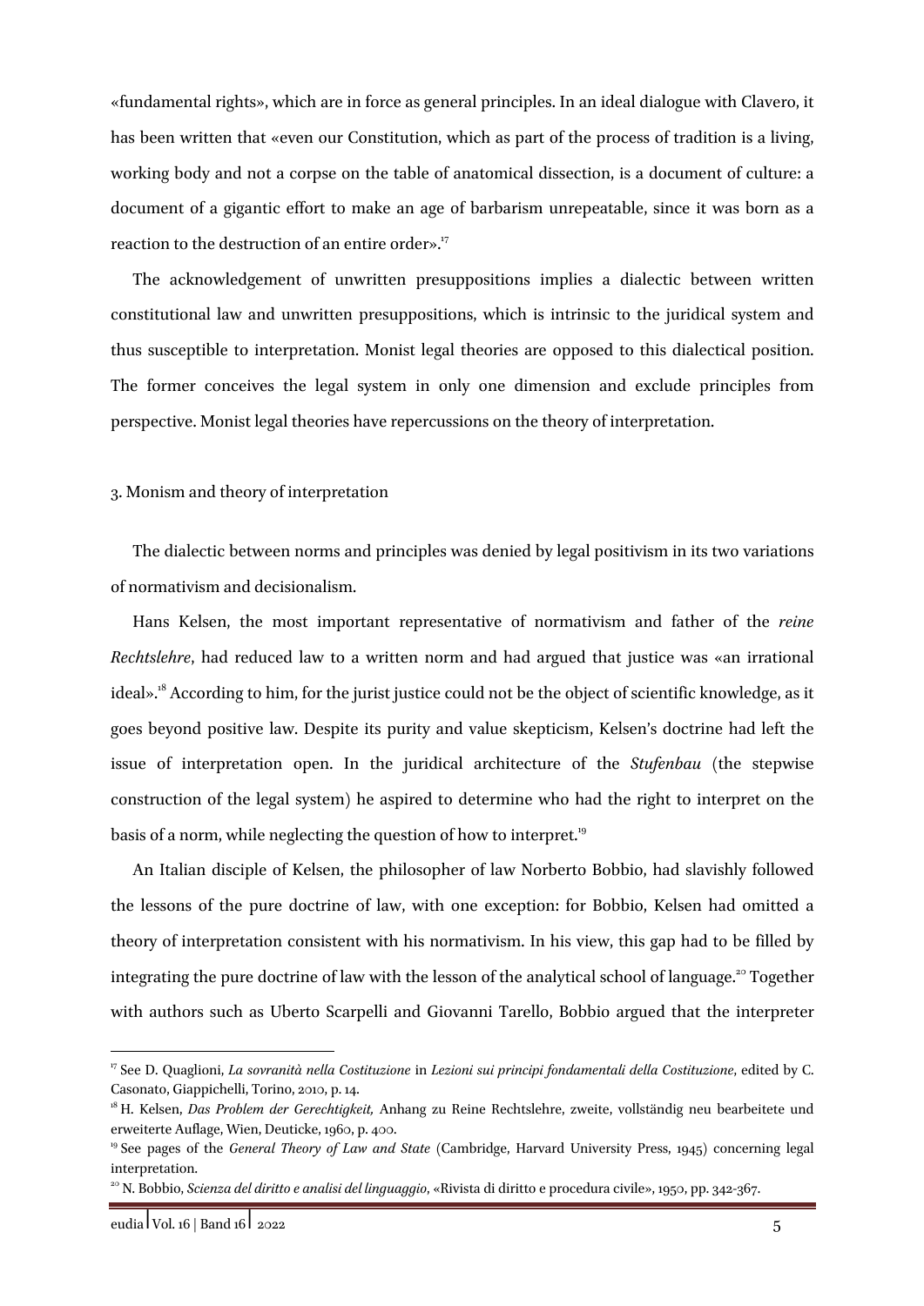«fundamental rights», which are in force as general principles. In an ideal dialogue with Clavero, it has been written that «even our Constitution, which as part of the process of tradition is a living, working body and not a corpse on the table of anatomical dissection, is a document of culture: a document of a gigantic effort to make an age of barbarism unrepeatable, since it was born as a reaction to the destruction of an entire order».[17]

The acknowledgement of unwritten presuppositions implies a dialectic between written constitutional law and unwritten presuppositions, which is intrinsic to the juridical system and thus susceptible to interpretation. Monist legal theories are opposed to this dialectical position. The former conceives the legal system in only one dimension and exclude principles from perspective. Monist legal theories have repercussions on the theory of interpretation.

## 3. Monism and theory of interpretation

The dialectic between norms and principles was denied by legal positivism in its two variations of normativism and decisionalism.

Hans Kelsen, the most important representative of normativism and father of the *reine Rechtslehre*, had reduced law to a written norm and had argued that justice was «an irrational ideal».[18] According to him, for the jurist justice could not be the object of scientific knowledge, as it goes beyond positive law. Despite its purity and value skepticism, Kelsen's doctrine had left the issue of interpretation open. In the juridical architecture of the *Stufenbau* (the stepwise construction of the legal system) he aspired to determine who had the right to interpret on the basis of a norm, while neglecting the question of how to interpret.[19]

An Italian disciple of Kelsen, the philosopher of law Norberto Bobbio, had slavishly followed the lessons of the pure doctrine of law, with one exception: for Bobbio, Kelsen had omitted a theory of interpretation consistent with his normativism. In his view, this gap had to be filled by integrating the pure doctrine of law with the lesson of the analytical school of language.[20] Together with authors such as Uberto Scarpelli and Giovanni Tarello, Bobbio argued that the interpreter

---

[17] See D. Quaglioni, *La sovranità nella Costituzione* in *Lezioni sui principi fondamentali della Costituzione*, edited by C. Casonato, Giappichelli, Torino, 2010, p. 14.

[18] H. Kelsen, *Das Problem der Gerechtigkeit,* Anhang zu Reine Rechtslehre, zweite, vollständig neu bearbeitete und erweiterte Auflage, Wien, Deuticke, 1960, p. 400.

[19] See pages of the *General Theory of Law and State* (Cambridge, Harvard University Press, 1945) concerning legal interpretation.

[20] N. Bobbio, *Scienza del diritto e analisi del linguaggio*, «Rivista di diritto e procedura civile», 1950, pp. 342-367.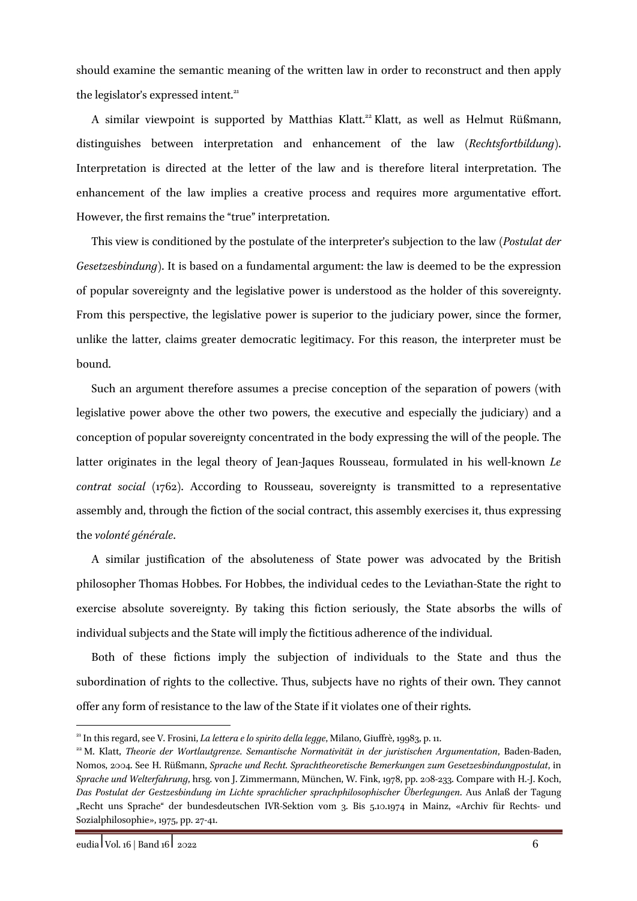should examine the semantic meaning of the written law in order to reconstruct and then apply the legislator's expressed intent.[21]

A similar viewpoint is supported by Matthias Klatt.[22] Klatt, as well as Helmut Rüßmann, distinguishes between interpretation and enhancement of the law (*Rechtsfortbildung*). Interpretation is directed at the letter of the law and is therefore literal interpretation. The enhancement of the law implies a creative process and requires more argumentative effort. However, the first remains the "true" interpretation.

This view is conditioned by the postulate of the interpreter's subjection to the law (*Postulat der Gesetzesbindung*). It is based on a fundamental argument: the law is deemed to be the expression of popular sovereignty and the legislative power is understood as the holder of this sovereignty. From this perspective, the legislative power is superior to the judiciary power, since the former, unlike the latter, claims greater democratic legitimacy. For this reason, the interpreter must be bound.

Such an argument therefore assumes a precise conception of the separation of powers (with legislative power above the other two powers, the executive and especially the judiciary) and a conception of popular sovereignty concentrated in the body expressing the will of the people. The latter originates in the legal theory of Jean-Jaques Rousseau, formulated in his well-known *Le contrat social* (1762). According to Rousseau, sovereignty is transmitted to a representative assembly and, through the fiction of the social contract, this assembly exercises it, thus expressing the *volonté générale*.

A similar justification of the absoluteness of State power was advocated by the British philosopher Thomas Hobbes. For Hobbes, the individual cedes to the Leviathan-State the right to exercise absolute sovereignty. By taking this fiction seriously, the State absorbs the wills of individual subjects and the State will imply the fictitious adherence of the individual.

Both of these fictions imply the subjection of individuals to the State and thus the subordination of rights to the collective. Thus, subjects have no rights of their own. They cannot offer any form of resistance to the law of the State if it violates one of their rights.

---

[21] In this regard, see V. Frosini, *La lettera e lo spirito della legge*, Milano, Giuffrè, 19983, p. 11.

[22] M. Klatt, *Theorie der Wortlautgrenze. Semantische Normativität in der juristischen Argumentation*, Baden-Baden, Nomos, 2004. See H. Rüßmann, *Sprache und Recht. Sprachtheoretische Bemerkungen zum Gesetzesbindungpostulat*, in *Sprache und Welterfahrung*, hrsg. von J. Zimmermann, München, W. Fink, 1978, pp. 208-233. Compare with H.-J. Koch, *Das Postulat der Gestzesbindung im Lichte sprachlicher sprachphilosophischer Überlegungen*. Aus Anlaß der Tagung „Recht uns Sprache" der bundesdeutschen IVR-Sektion vom 3. Bis 5.10.1974 in Mainz, «Archiv für Rechts- und Sozialphilosophie», 1975, pp. 27-41.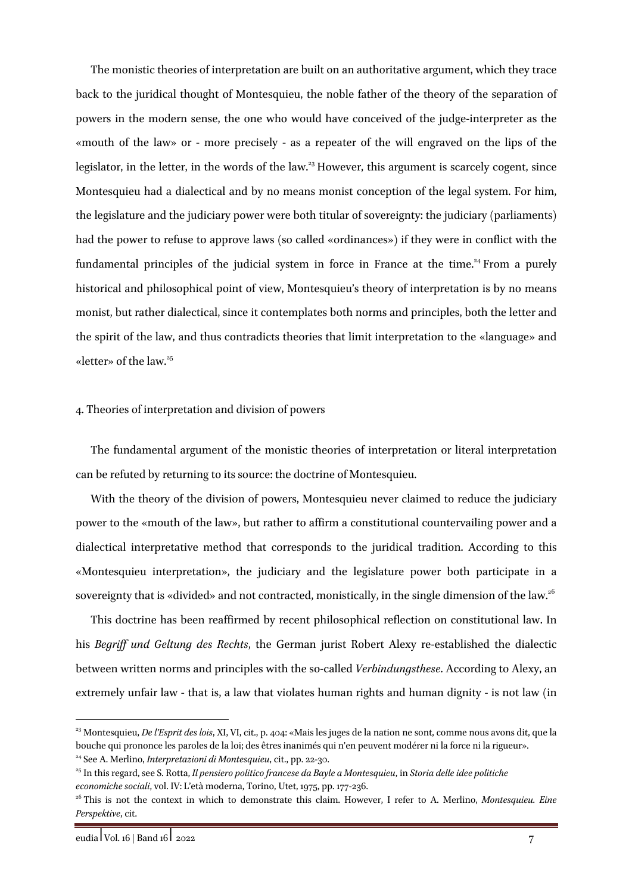The monistic theories of interpretation are built on an authoritative argument, which they trace back to the juridical thought of Montesquieu, the noble father of the theory of the separation of powers in the modern sense, the one who would have conceived of the judge-interpreter as the «mouth of the law» or - more precisely - as a repeater of the will engraved on the lips of the legislator, in the letter, in the words of the law.[23] However, this argument is scarcely cogent, since Montesquieu had a dialectical and by no means monist conception of the legal system. For him, the legislature and the judiciary power were both titular of sovereignty: the judiciary (parliaments) had the power to refuse to approve laws (so called «ordinances») if they were in conflict with the fundamental principles of the judicial system in force in France at the time.[24] From a purely historical and philosophical point of view, Montesquieu's theory of interpretation is by no means monist, but rather dialectical, since it contemplates both norms and principles, both the letter and the spirit of the law, and thus contradicts theories that limit interpretation to the «language» and «letter» of the law.[25]

## 4. Theories of interpretation and division of powers

The fundamental argument of the monistic theories of interpretation or literal interpretation can be refuted by returning to its source: the doctrine of Montesquieu.

With the theory of the division of powers, Montesquieu never claimed to reduce the judiciary power to the «mouth of the law», but rather to affirm a constitutional countervailing power and a dialectical interpretative method that corresponds to the juridical tradition. According to this «Montesquieu interpretation», the judiciary and the legislature power both participate in a sovereignty that is «divided» and not contracted, monistically, in the single dimension of the law.[26]

This doctrine has been reaffirmed by recent philosophical reflection on constitutional law. In his *Begriff und Geltung des Rechts*, the German jurist Robert Alexy re-established the dialectic between written norms and principles with the so-called *Verbindungsthese*. According to Alexy, an extremely unfair law - that is, a law that violates human rights and human dignity - is not law (in

---

[23] Montesquieu, *De l'Esprit des lois*, XI, VI, cit., p. 404: «Mais les juges de la nation ne sont, comme nous avons dit, que la bouche qui prononce les paroles de la loi; des êtres inanimés qui n'en peuvent modérer ni la force ni la rigueur».

[24] See A. Merlino, *Interpretazioni di Montesquieu*, cit., pp. 22-30.

[25] In this regard, see S. Rotta, *Il pensiero politico francese da Bayle a Montesquieu*, in *Storia delle idee politiche economiche sociali*, vol. IV: L'età moderna, Torino, Utet, 1975, pp. 177-236.

[26] This is not the context in which to demonstrate this claim. However, I refer to A. Merlino, *Montesquieu. Eine Perspektive*, cit.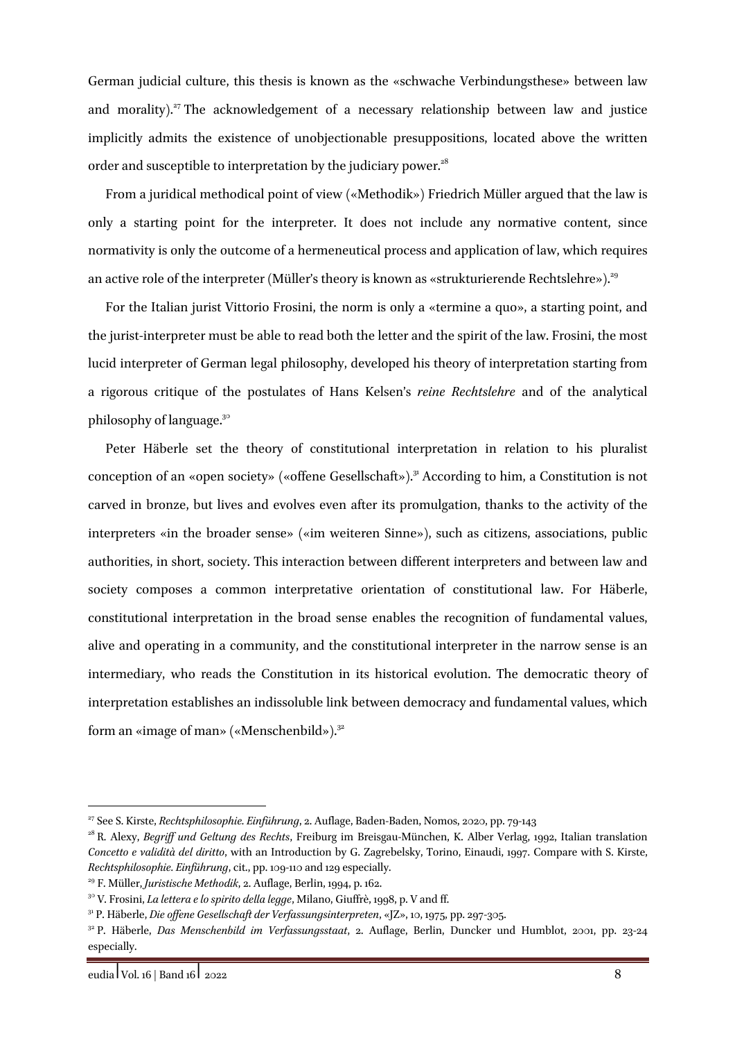German judicial culture, this thesis is known as the «schwache Verbindungsthese» between law and morality).[27] The acknowledgement of a necessary relationship between law and justice implicitly admits the existence of unobjectionable presuppositions, located above the written order and susceptible to interpretation by the judiciary power.[28]

From a juridical methodical point of view («Methodik») Friedrich Müller argued that the law is only a starting point for the interpreter. It does not include any normative content, since normativity is only the outcome of a hermeneutical process and application of law, which requires an active role of the interpreter (Müller's theory is known as «strukturierende Rechtslehre»).[29]

For the Italian jurist Vittorio Frosini, the norm is only a «termine a quo», a starting point, and the jurist-interpreter must be able to read both the letter and the spirit of the law. Frosini, the most lucid interpreter of German legal philosophy, developed his theory of interpretation starting from a rigorous critique of the postulates of Hans Kelsen's *reine Rechtslehre* and of the analytical philosophy of language.[30]

Peter Häberle set the theory of constitutional interpretation in relation to his pluralist conception of an «open society» («offene Gesellschaft»).[31] According to him, a Constitution is not carved in bronze, but lives and evolves even after its promulgation, thanks to the activity of the interpreters «in the broader sense» («im weiteren Sinne»), such as citizens, associations, public authorities, in short, society. This interaction between different interpreters and between law and society composes a common interpretative orientation of constitutional law. For Häberle, constitutional interpretation in the broad sense enables the recognition of fundamental values, alive and operating in a community, and the constitutional interpreter in the narrow sense is an intermediary, who reads the Constitution in its historical evolution. The democratic theory of interpretation establishes an indissoluble link between democracy and fundamental values, which form an «image of man» («Menschenbild»).[32]

---

[27] See S. Kirste, *Rechtsphilosophie. Einführung*, 2. Auflage, Baden-Baden, Nomos, 2020, pp. 79-143

[28] R. Alexy, *Begriff und Geltung des Rechts*, Freiburg im Breisgau-München, K. Alber Verlag, 1992, Italian translation *Concetto e validità del diritto*, with an Introduction by G. Zagrebelsky, Torino, Einaudi, 1997. Compare with S. Kirste, *Rechtsphilosophie. Einführung*, cit., pp. 109-110 and 129 especially.

[29] F. Müller, *Juristische Methodik*, 2. Auflage, Berlin, 1994, p. 162.

[30] V. Frosini, *La lettera e lo spirito della legge*, Milano, Giuffrè, 1998, p. V and ff.

[31] P. Häberle, *Die offene Gesellschaft der Verfassungsinterpreten*, «JZ», 10, 1975, pp. 297-305.

[32] P. Häberle, *Das Menschenbild im Verfassungsstaat*, 2. Auflage, Berlin, Duncker und Humblot, 2001, pp. 23-24 especially.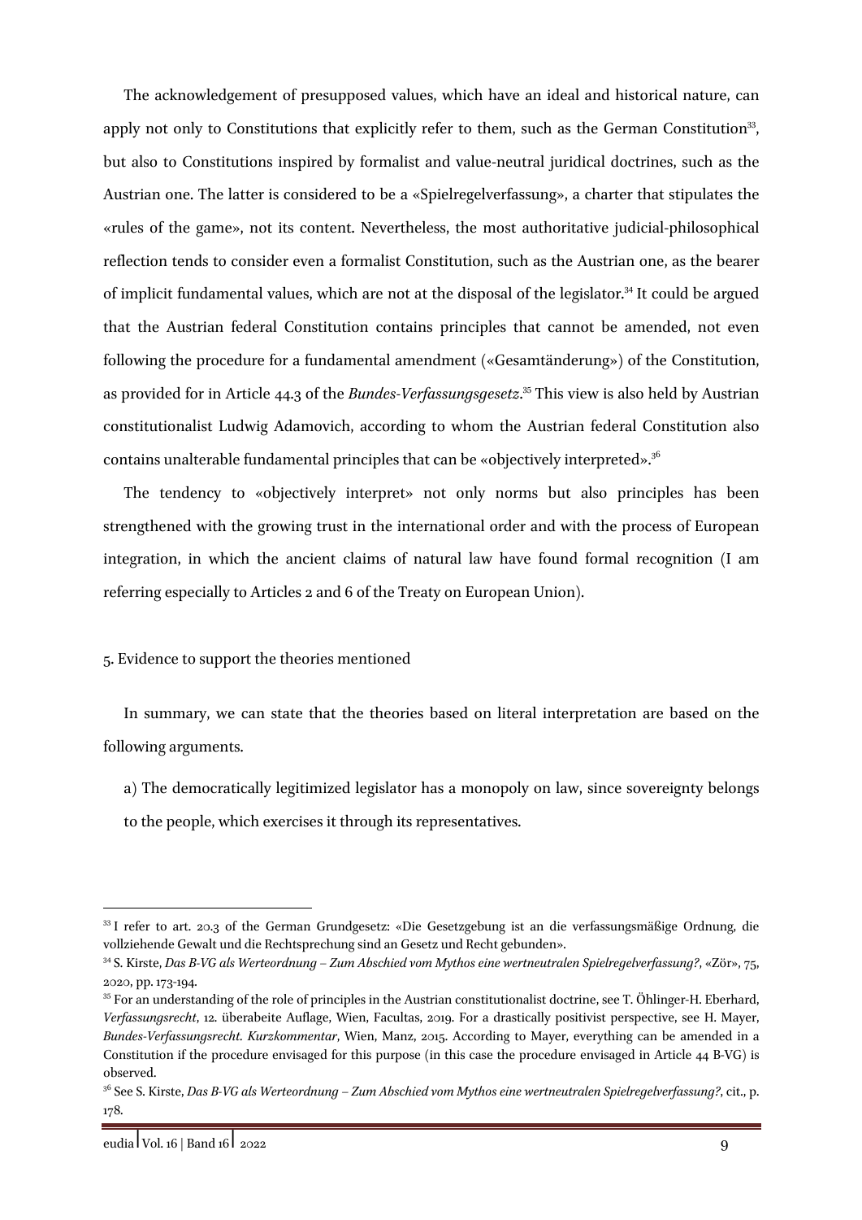The acknowledgement of presupposed values, which have an ideal and historical nature, can apply not only to Constitutions that explicitly refer to them, such as the German Constitution[33], but also to Constitutions inspired by formalist and value-neutral juridical doctrines, such as the Austrian one. The latter is considered to be a «Spielregelverfassung», a charter that stipulates the «rules of the game», not its content. Nevertheless, the most authoritative judicial-philosophical reflection tends to consider even a formalist Constitution, such as the Austrian one, as the bearer of implicit fundamental values, which are not at the disposal of the legislator.[34] It could be argued that the Austrian federal Constitution contains principles that cannot be amended, not even following the procedure for a fundamental amendment («Gesamtänderung») of the Constitution, as provided for in Article 44.3 of the *Bundes-Verfassungsgesetz*.[35] This view is also held by Austrian constitutionalist Ludwig Adamovich, according to whom the Austrian federal Constitution also contains unalterable fundamental principles that can be «objectively interpreted».[36]

The tendency to «objectively interpret» not only norms but also principles has been strengthened with the growing trust in the international order and with the process of European integration, in which the ancient claims of natural law have found formal recognition (I am referring especially to Articles 2 and 6 of the Treaty on European Union).

## 5. Evidence to support the theories mentioned

In summary, we can state that the theories based on literal interpretation are based on the following arguments.

a) The democratically legitimized legislator has a monopoly on law, since sovereignty belongs to the people, which exercises it through its representatives.

---

[33] I refer to art. 20.3 of the German Grundgesetz: «Die Gesetzgebung ist an die verfassungsmäßige Ordnung, die vollziehende Gewalt und die Rechtsprechung sind an Gesetz und Recht gebunden».

[34] S. Kirste, *Das B-VG als Werteordnung – Zum Abschied vom Mythos eine wertneutralen Spielregelverfassung?*, «Zör», 75, 2020, pp. 173-194.

[35] For an understanding of the role of principles in the Austrian constitutionalist doctrine, see T. Öhlinger-H. Eberhard, *Verfassungsrecht*, 12. überabeite Auflage, Wien, Facultas, 2019. For a drastically positivist perspective, see H. Mayer, *Bundes-Verfassungsrecht. Kurzkommentar*, Wien, Manz, 2015. According to Mayer, everything can be amended in a Constitution if the procedure envisaged for this purpose (in this case the procedure envisaged in Article 44 B-VG) is observed.

[36] See S. Kirste, *Das B-VG als Werteordnung – Zum Abschied vom Mythos eine wertneutralen Spielregelverfassung?*, cit., p. 178.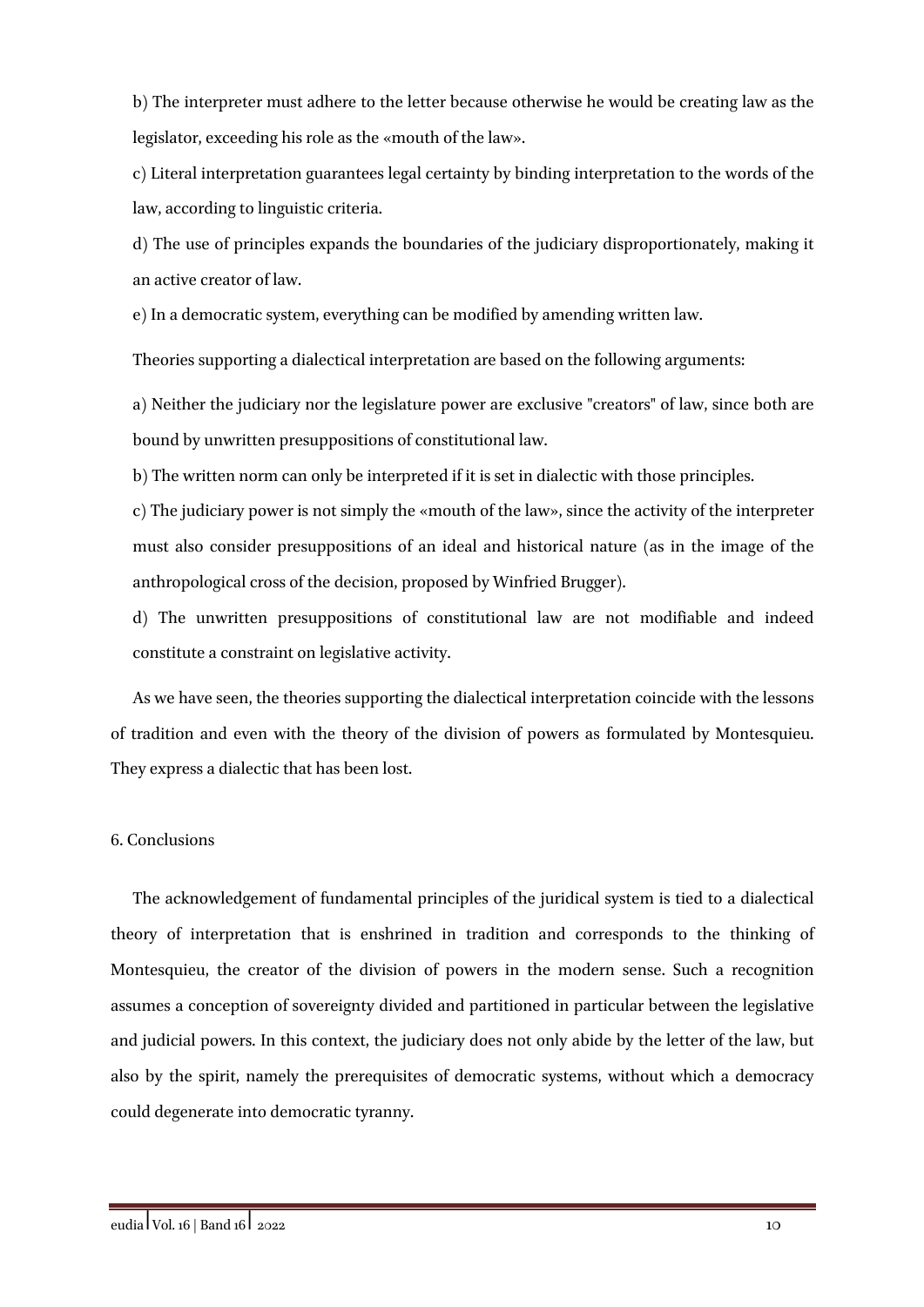b) The interpreter must adhere to the letter because otherwise he would be creating law as the legislator, exceeding his role as the «mouth of the law».

c) Literal interpretation guarantees legal certainty by binding interpretation to the words of the law, according to linguistic criteria.

d) The use of principles expands the boundaries of the judiciary disproportionately, making it an active creator of law.

e) In a democratic system, everything can be modified by amending written law.

Theories supporting a dialectical interpretation are based on the following arguments:

a) Neither the judiciary nor the legislature power are exclusive "creators" of law, since both are bound by unwritten presuppositions of constitutional law.

b) The written norm can only be interpreted if it is set in dialectic with those principles.

c) The judiciary power is not simply the «mouth of the law», since the activity of the interpreter must also consider presuppositions of an ideal and historical nature (as in the image of the anthropological cross of the decision, proposed by Winfried Brugger).

d) The unwritten presuppositions of constitutional law are not modifiable and indeed constitute a constraint on legislative activity.

As we have seen, the theories supporting the dialectical interpretation coincide with the lessons of tradition and even with the theory of the division of powers as formulated by Montesquieu. They express a dialectic that has been lost.

## 6. Conclusions

The acknowledgement of fundamental principles of the juridical system is tied to a dialectical theory of interpretation that is enshrined in tradition and corresponds to the thinking of Montesquieu, the creator of the division of powers in the modern sense. Such a recognition assumes a conception of sovereignty divided and partitioned in particular between the legislative and judicial powers. In this context, the judiciary does not only abide by the letter of the law, but also by the spirit, namely the prerequisites of democratic systems, without which a democracy could degenerate into democratic tyranny.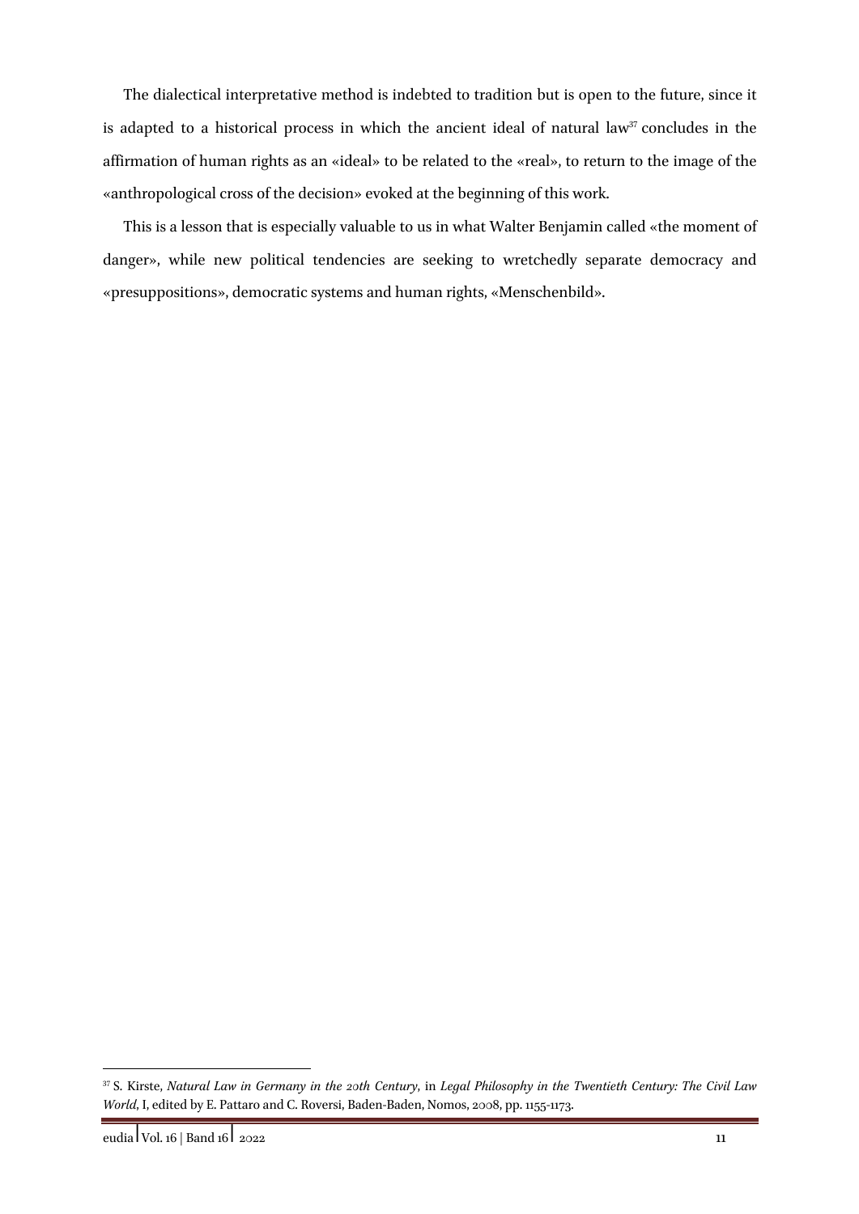The dialectical interpretative method is indebted to tradition but is open to the future, since it is adapted to a historical process in which the ancient ideal of natural law[37] concludes in the affirmation of human rights as an «ideal» to be related to the «real», to return to the image of the «anthropological cross of the decision» evoked at the beginning of this work.

This is a lesson that is especially valuable to us in what Walter Benjamin called «the moment of danger», while new political tendencies are seeking to wretchedly separate democracy and «presuppositions», democratic systems and human rights, «Menschenbild».

---

[37] S. Kirste, *Natural Law in Germany in the 20th Century*, in *Legal Philosophy in the Twentieth Century: The Civil Law World*, I, edited by E. Pattaro and C. Roversi, Baden-Baden, Nomos, 2008, pp. 1155-1173.